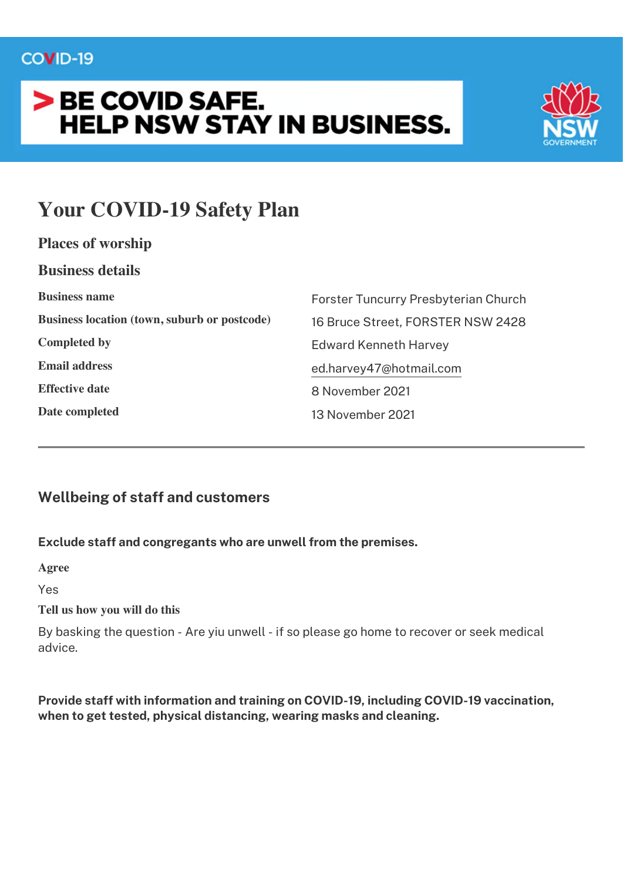COVID-19

> BE COVID SAFE.
> HELP NSW STAY IN BUSINESS.

NSW GOVERNMENT

# Your COVID-19 Safety Plan

## Places of worship

## Business details

| | |
|---|---|
| **Business name** | Forster Tuncurry Presbyterian Church |
| **Business location (town, suburb or postcode)** | 16 Bruce Street, FORSTER NSW 2428 |
| **Completed by** | Edward Kenneth Harvey |
| **Email address** | ed.harvey47@hotmail.com |
| **Effective date** | 8 November 2021 |
| **Date completed** | 13 November 2021 |

---

## Wellbeing of staff and customers

**Exclude staff and congregants who are unwell from the premises.**

**Agree**

Yes

**Tell us how you will do this**

By basking the question - Are yiu unwell - if so please go home to recover or seek medical advice.

**Provide staff with information and training on COVID-19, including COVID-19 vaccination, when to get tested, physical distancing, wearing masks and cleaning.**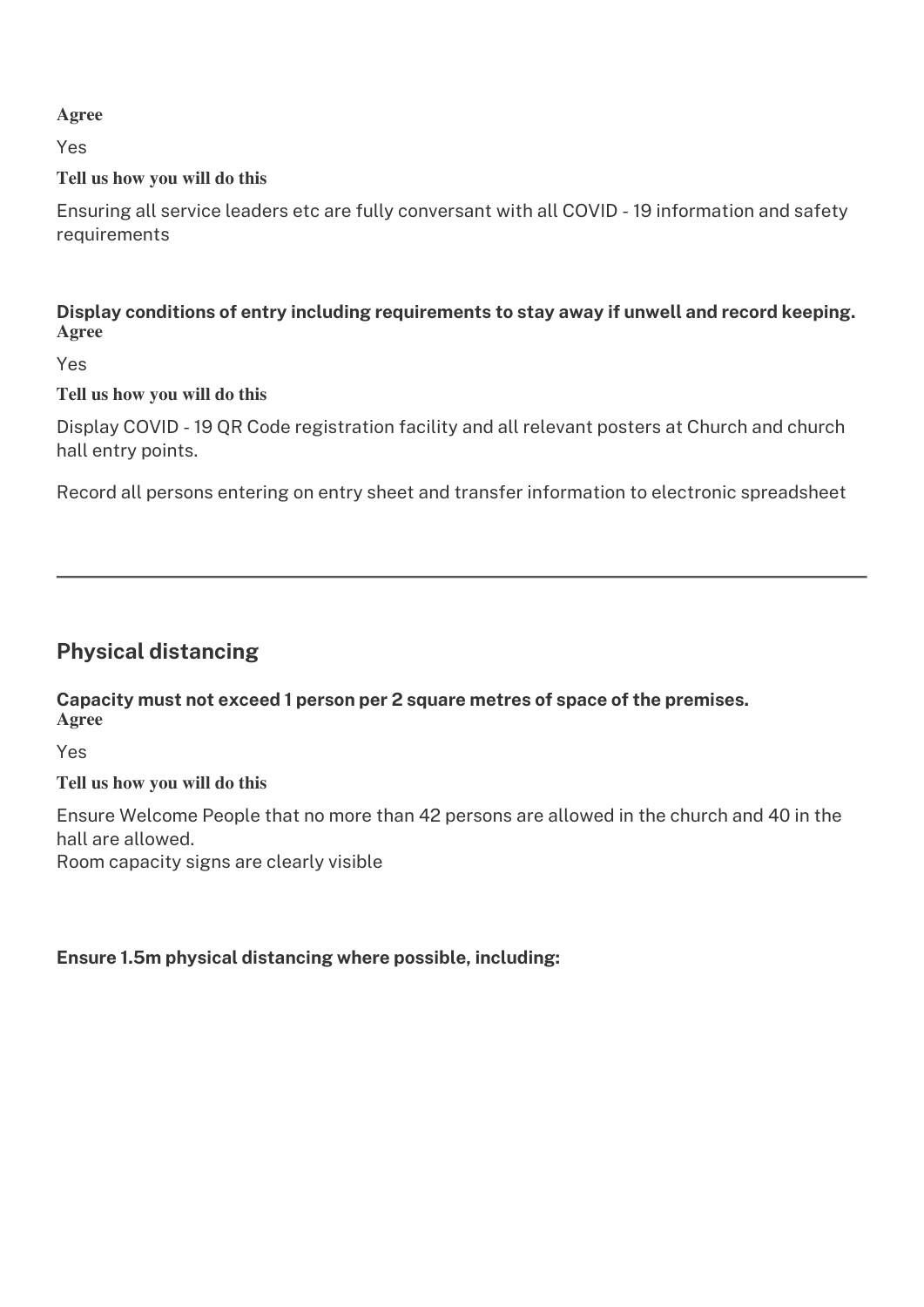**Agree**

Yes

**Tell us how you will do this**

Ensuring all service leaders etc are fully conversant with all COVID - 19 information and safety requirements

**Display conditions of entry including requirements to stay away if unwell and record keeping.**
**Agree**

Yes

**Tell us how you will do this**

Display COVID - 19 QR Code registration facility and all relevant posters at Church and church hall entry points.

Record all persons entering on entry sheet and transfer information to electronic spreadsheet

---

## Physical distancing

**Capacity must not exceed 1 person per 2 square metres of space of the premises.**
**Agree**

Yes

**Tell us how you will do this**

Ensure Welcome People that no more than 42 persons are allowed in the church and 40 in the hall are allowed.
Room capacity signs are clearly visible

**Ensure 1.5m physical distancing where possible, including:**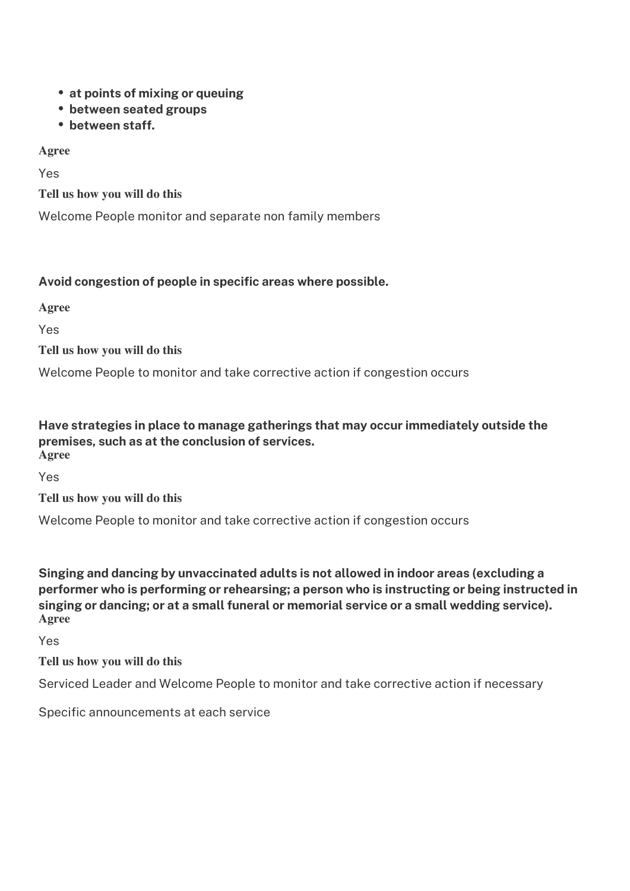- **at points of mixing or queuing**
- **between seated groups**
- **between staff.**

**Agree**

Yes

**Tell us how you will do this**

Welcome People monitor and separate non family members

**Avoid congestion of people in specific areas where possible.**

**Agree**

Yes

**Tell us how you will do this**

Welcome People to monitor and take corrective action if congestion occurs

**Have strategies in place to manage gatherings that may occur immediately outside the premises, such as at the conclusion of services.**

**Agree**

Yes

**Tell us how you will do this**

Welcome People to monitor and take corrective action if congestion occurs

**Singing and dancing by unvaccinated adults is not allowed in indoor areas (excluding a performer who is performing or rehearsing; a person who is instructing or being instructed in singing or dancing; or at a small funeral or memorial service or a small wedding service).**

**Agree**

Yes

**Tell us how you will do this**

Serviced Leader and Welcome People to monitor and take corrective action if necessary

Specific announcements at each service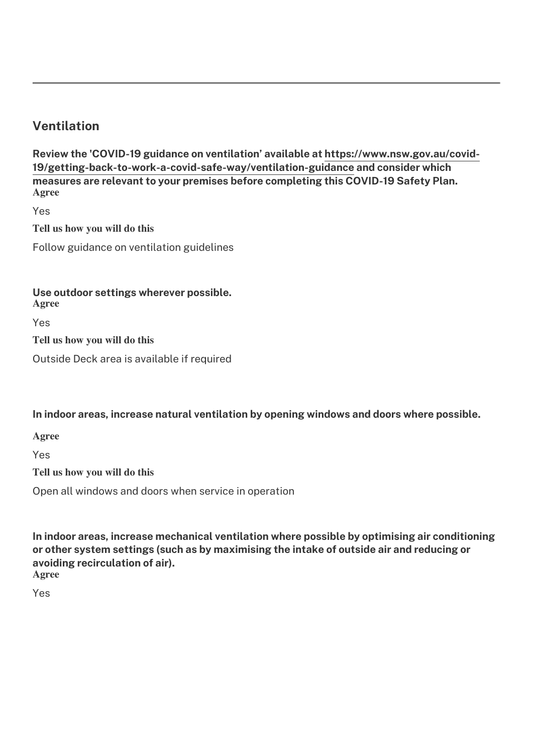---

## Ventilation

**Review the 'COVID-19 guidance on ventilation' available at [https://www.nsw.gov.au/covid-19/getting-back-to-work-a-covid-safe-way/ventilation-guidance](https://www.nsw.gov.au/covid-19/getting-back-to-work-a-covid-safe-way/ventilation-guidance) and consider which measures are relevant to your premises before completing this COVID-19 Safety Plan.**

**Agree**

Yes

**Tell us how you will do this**

Follow guidance on ventilation guidelines

**Use outdoor settings wherever possible.**

**Agree**

Yes

**Tell us how you will do this**

Outside Deck area is available if required

**In indoor areas, increase natural ventilation by opening windows and doors where possible.**

**Agree**

Yes

**Tell us how you will do this**

Open all windows and doors when service in operation

**In indoor areas, increase mechanical ventilation where possible by optimising air conditioning or other system settings (such as by maximising the intake of outside air and reducing or avoiding recirculation of air).**

**Agree**

Yes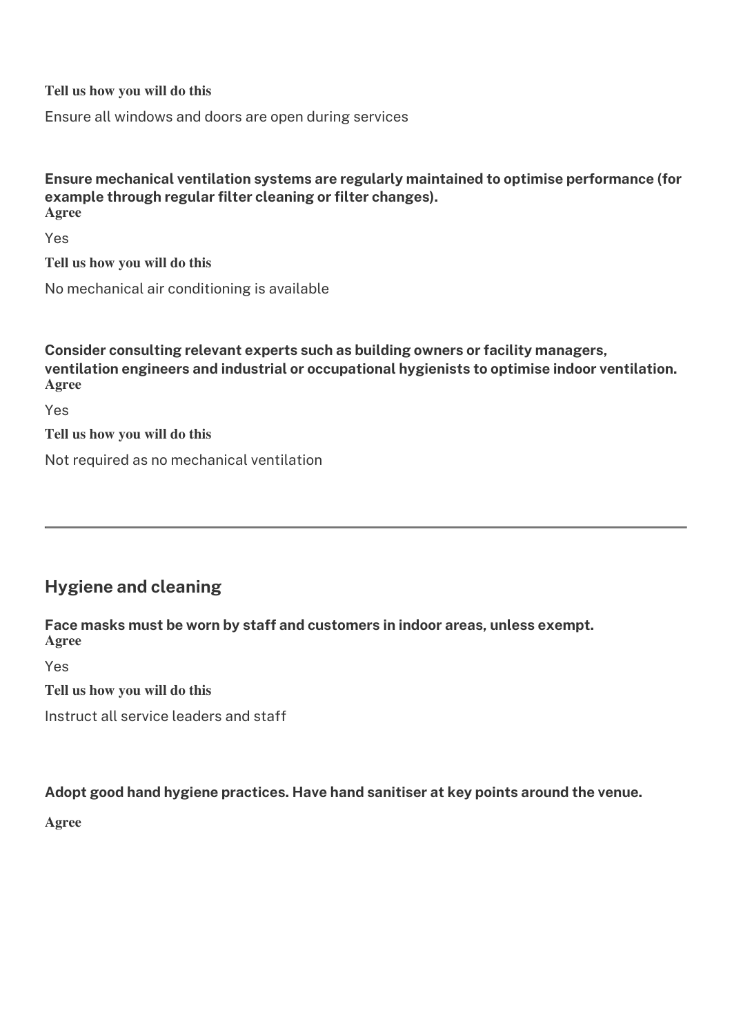**Tell us how you will do this**

Ensure all windows and doors are open during services

**Ensure mechanical ventilation systems are regularly maintained to optimise performance (for example through regular filter cleaning or filter changes).**
**Agree**

Yes

**Tell us how you will do this**

No mechanical air conditioning is available

**Consider consulting relevant experts such as building owners or facility managers, ventilation engineers and industrial or occupational hygienists to optimise indoor ventilation.**
**Agree**

Yes

**Tell us how you will do this**

Not required as no mechanical ventilation

---

## Hygiene and cleaning

**Face masks must be worn by staff and customers in indoor areas, unless exempt.**
**Agree**

Yes

**Tell us how you will do this**

Instruct all service leaders and staff

**Adopt good hand hygiene practices. Have hand sanitiser at key points around the venue.**

**Agree**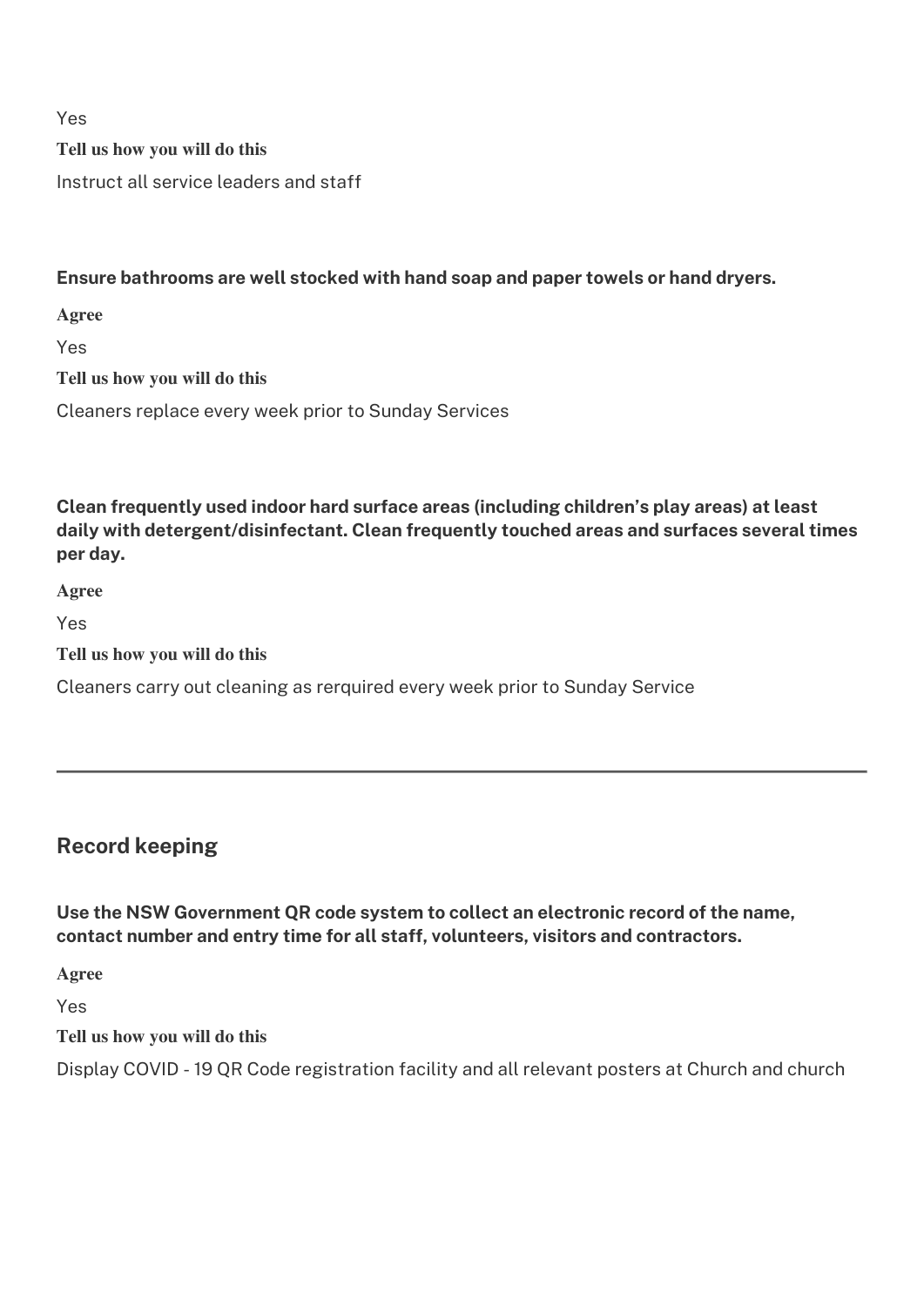Yes

**Tell us how you will do this**

Instruct all service leaders and staff

**Ensure bathrooms are well stocked with hand soap and paper towels or hand dryers.**

**Agree**

Yes

**Tell us how you will do this**

Cleaners replace every week prior to Sunday Services

**Clean frequently used indoor hard surface areas (including children's play areas) at least daily with detergent/disinfectant. Clean frequently touched areas and surfaces several times per day.**

**Agree**

Yes

**Tell us how you will do this**

Cleaners carry out cleaning as rerquired every week prior to Sunday Service

---

## Record keeping

**Use the NSW Government QR code system to collect an electronic record of the name, contact number and entry time for all staff, volunteers, visitors and contractors.**

**Agree**

Yes

**Tell us how you will do this**

Display COVID - 19 QR Code registration facility and all relevant posters at Church and church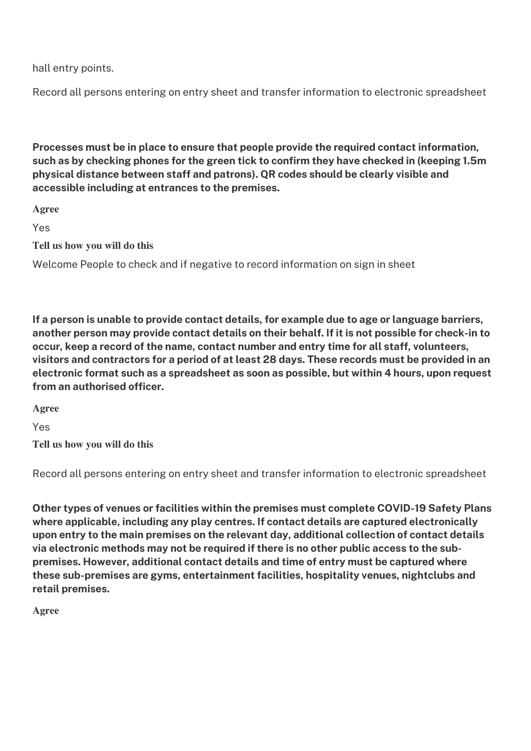hall entry points.

Record all persons entering on entry sheet and transfer information to electronic spreadsheet

**Processes must be in place to ensure that people provide the required contact information, such as by checking phones for the green tick to confirm they have checked in (keeping 1.5m physical distance between staff and patrons). QR codes should be clearly visible and accessible including at entrances to the premises.**

**Agree**

Yes

**Tell us how you will do this**

Welcome People to check and if negative to record information on sign in sheet

**If a person is unable to provide contact details, for example due to age or language barriers, another person may provide contact details on their behalf. If it is not possible for check-in to occur, keep a record of the name, contact number and entry time for all staff, volunteers, visitors and contractors for a period of at least 28 days. These records must be provided in an electronic format such as a spreadsheet as soon as possible, but within 4 hours, upon request from an authorised officer.**

**Agree**

Yes

**Tell us how you will do this**

Record all persons entering on entry sheet and transfer information to electronic spreadsheet

**Other types of venues or facilities within the premises must complete COVID-19 Safety Plans where applicable, including any play centres. If contact details are captured electronically upon entry to the main premises on the relevant day, additional collection of contact details via electronic methods may not be required if there is no other public access to the sub-premises. However, additional contact details and time of entry must be captured where these sub-premises are gyms, entertainment facilities, hospitality venues, nightclubs and retail premises.**

**Agree**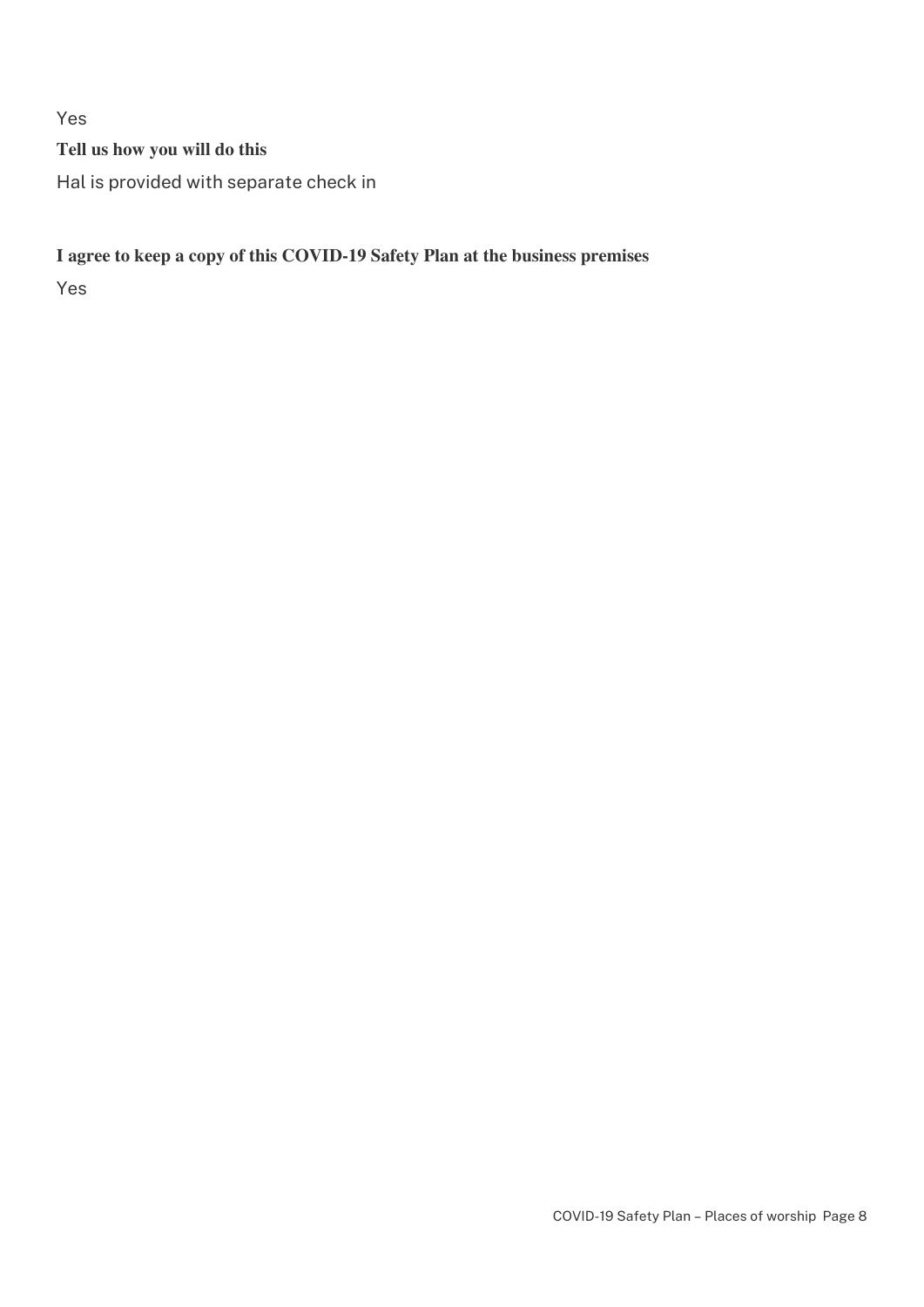Yes

**Tell us how you will do this**

Hal is provided with separate check in

**I agree to keep a copy of this COVID-19 Safety Plan at the business premises**

Yes